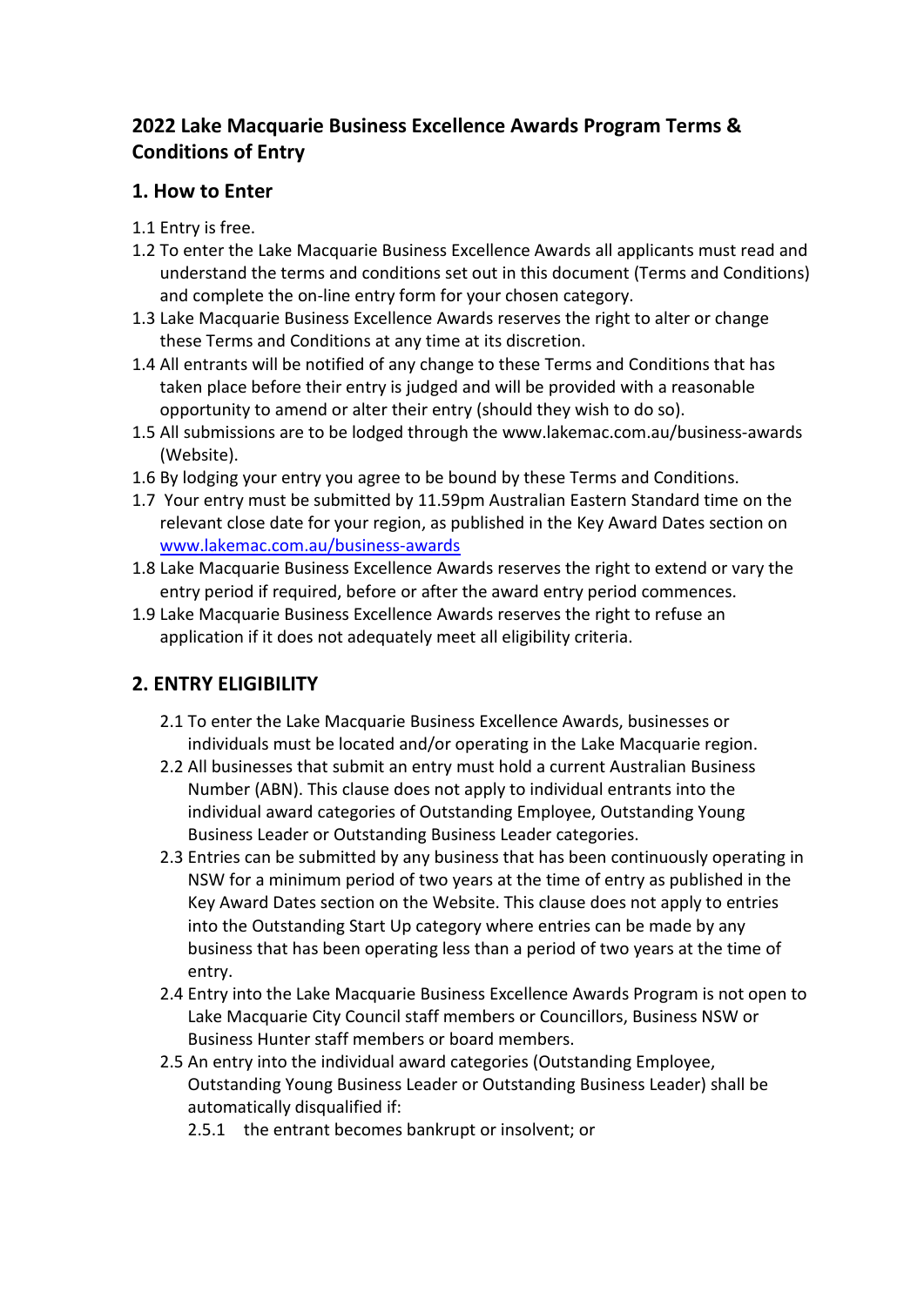## 2022 Lake Macquarie Business Excellence Awards Program Terms & Conditions of Entry

### 1. How to Enter

1.1 Entry is free.

1.2 To enter the Lake Macquarie Business Excellence Awards all applicants must read and understand the terms and conditions set out in this document (Terms and Conditions) and complete the on-line entry form for your chosen category.

1.3 Lake Macquarie Business Excellence Awards reserves the right to alter or change these Terms and Conditions at any time at its discretion.

1.4 All entrants will be notified of any change to these Terms and Conditions that has taken place before their entry is judged and will be provided with a reasonable opportunity to amend or alter their entry (should they wish to do so).

1.5 All submissions are to be lodged through the www.lakemac.com.au/business-awards (Website).

1.6 By lodging your entry you agree to be bound by these Terms and Conditions.

1.7 Your entry must be submitted by 11.59pm Australian Eastern Standard time on the relevant close date for your region, as published in the Key Award Dates section on www.lakemac.com.au/business-awards

1.8 Lake Macquarie Business Excellence Awards reserves the right to extend or vary the entry period if required, before or after the award entry period commences.

1.9 Lake Macquarie Business Excellence Awards reserves the right to refuse an application if it does not adequately meet all eligibility criteria.

### 2. ENTRY ELIGIBILITY

2.1 To enter the Lake Macquarie Business Excellence Awards, businesses or individuals must be located and/or operating in the Lake Macquarie region.

2.2 All businesses that submit an entry must hold a current Australian Business Number (ABN). This clause does not apply to individual entrants into the individual award categories of Outstanding Employee, Outstanding Young Business Leader or Outstanding Business Leader categories.

2.3 Entries can be submitted by any business that has been continuously operating in NSW for a minimum period of two years at the time of entry as published in the Key Award Dates section on the Website. This clause does not apply to entries into the Outstanding Start Up category where entries can be made by any business that has been operating less than a period of two years at the time of entry.

2.4 Entry into the Lake Macquarie Business Excellence Awards Program is not open to Lake Macquarie City Council staff members or Councillors, Business NSW or Business Hunter staff members or board members.

2.5 An entry into the individual award categories (Outstanding Employee, Outstanding Young Business Leader or Outstanding Business Leader) shall be automatically disqualified if:

2.5.1 the entrant becomes bankrupt or insolvent; or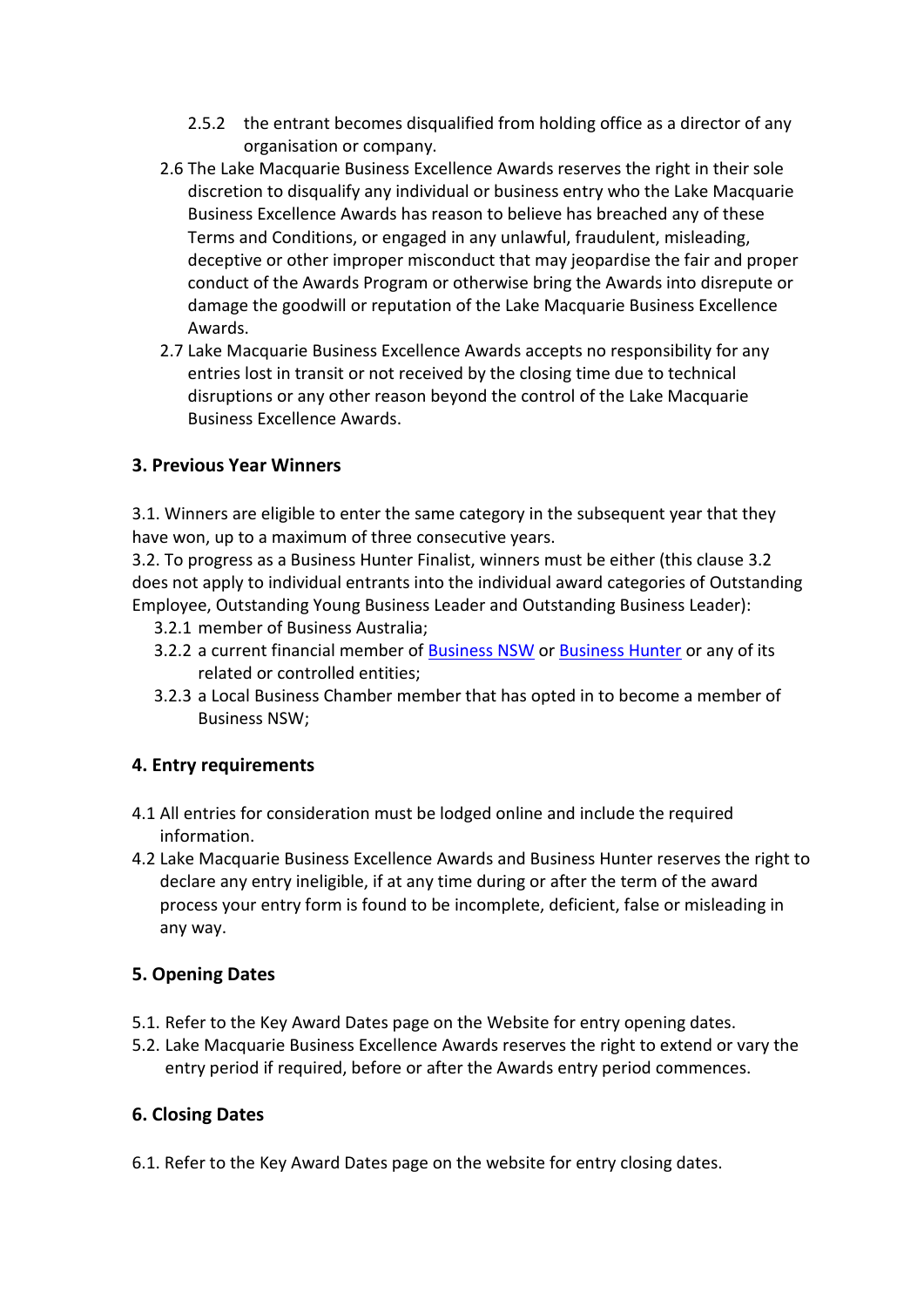2.5.2 the entrant becomes disqualified from holding office as a director of any organisation or company.

2.6 The Lake Macquarie Business Excellence Awards reserves the right in their sole discretion to disqualify any individual or business entry who the Lake Macquarie Business Excellence Awards has reason to believe has breached any of these Terms and Conditions, or engaged in any unlawful, fraudulent, misleading, deceptive or other improper misconduct that may jeopardise the fair and proper conduct of the Awards Program or otherwise bring the Awards into disrepute or damage the goodwill or reputation of the Lake Macquarie Business Excellence Awards.

2.7 Lake Macquarie Business Excellence Awards accepts no responsibility for any entries lost in transit or not received by the closing time due to technical disruptions or any other reason beyond the control of the Lake Macquarie Business Excellence Awards.

### 3. Previous Year Winners

3.1. Winners are eligible to enter the same category in the subsequent year that they have won, up to a maximum of three consecutive years.

3.2. To progress as a Business Hunter Finalist, winners must be either (this clause 3.2 does not apply to individual entrants into the individual award categories of Outstanding Employee, Outstanding Young Business Leader and Outstanding Business Leader):

3.2.1 member of Business Australia;

3.2.2 a current financial member of Business NSW or Business Hunter or any of its related or controlled entities;

3.2.3 a Local Business Chamber member that has opted in to become a member of Business NSW;

### 4. Entry requirements

4.1 All entries for consideration must be lodged online and include the required information.

4.2 Lake Macquarie Business Excellence Awards and Business Hunter reserves the right to declare any entry ineligible, if at any time during or after the term of the award process your entry form is found to be incomplete, deficient, false or misleading in any way.

### 5. Opening Dates

5.1. Refer to the Key Award Dates page on the Website for entry opening dates.

5.2. Lake Macquarie Business Excellence Awards reserves the right to extend or vary the entry period if required, before or after the Awards entry period commences.

### 6. Closing Dates

6.1. Refer to the Key Award Dates page on the website for entry closing dates.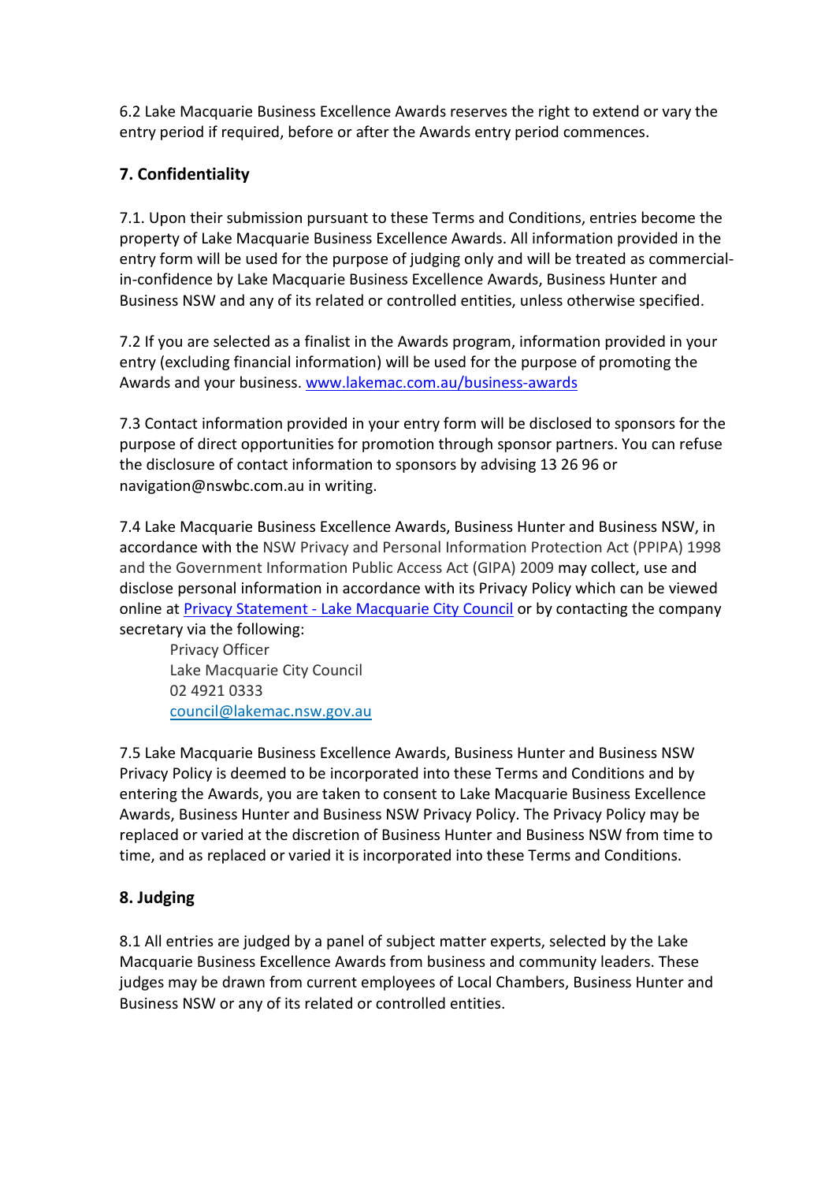6.2 Lake Macquarie Business Excellence Awards reserves the right to extend or vary the entry period if required, before or after the Awards entry period commences.

## 7. Confidentiality

7.1. Upon their submission pursuant to these Terms and Conditions, entries become the property of Lake Macquarie Business Excellence Awards. All information provided in the entry form will be used for the purpose of judging only and will be treated as commercial-in-confidence by Lake Macquarie Business Excellence Awards, Business Hunter and Business NSW and any of its related or controlled entities, unless otherwise specified.

7.2 If you are selected as a finalist in the Awards program, information provided in your entry (excluding financial information) will be used for the purpose of promoting the Awards and your business. [www.lakemac.com.au/business-awards](www.lakemac.com.au/business-awards)

7.3 Contact information provided in your entry form will be disclosed to sponsors for the purpose of direct opportunities for promotion through sponsor partners. You can refuse the disclosure of contact information to sponsors by advising 13 26 96 or navigation@nswbc.com.au in writing.

7.4 Lake Macquarie Business Excellence Awards, Business Hunter and Business NSW, in accordance with the NSW Privacy and Personal Information Protection Act (PPIPA) 1998 and the Government Information Public Access Act (GIPA) 2009 may collect, use and disclose personal information in accordance with its Privacy Policy which can be viewed online at [Privacy Statement - Lake Macquarie City Council]() or by contacting the company secretary via the following:

> Privacy Officer
> Lake Macquarie City Council
> 02 4921 0333
> [council@lakemac.nsw.gov.au](mailto:council@lakemac.nsw.gov.au)

7.5 Lake Macquarie Business Excellence Awards, Business Hunter and Business NSW Privacy Policy is deemed to be incorporated into these Terms and Conditions and by entering the Awards, you are taken to consent to Lake Macquarie Business Excellence Awards, Business Hunter and Business NSW Privacy Policy. The Privacy Policy may be replaced or varied at the discretion of Business Hunter and Business NSW from time to time, and as replaced or varied it is incorporated into these Terms and Conditions.

## 8. Judging

8.1 All entries are judged by a panel of subject matter experts, selected by the Lake Macquarie Business Excellence Awards from business and community leaders. These judges may be drawn from current employees of Local Chambers, Business Hunter and Business NSW or any of its related or controlled entities.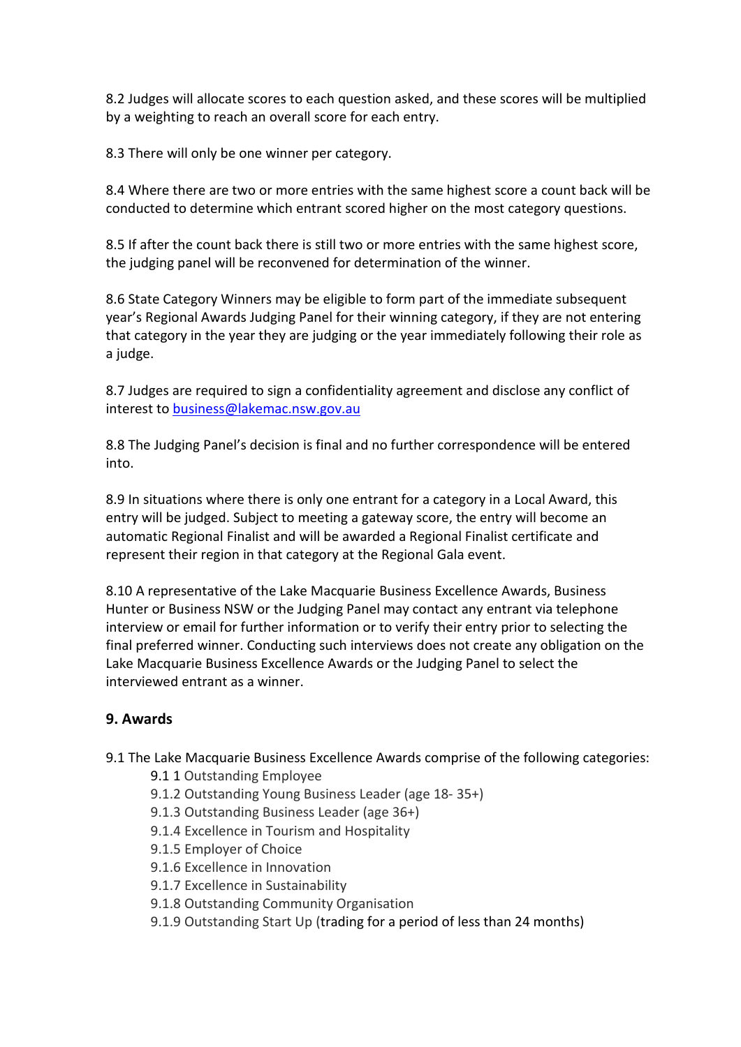8.2 Judges will allocate scores to each question asked, and these scores will be multiplied by a weighting to reach an overall score for each entry.

8.3 There will only be one winner per category.

8.4 Where there are two or more entries with the same highest score a count back will be conducted to determine which entrant scored higher on the most category questions.

8.5 If after the count back there is still two or more entries with the same highest score, the judging panel will be reconvened for determination of the winner.

8.6 State Category Winners may be eligible to form part of the immediate subsequent year's Regional Awards Judging Panel for their winning category, if they are not entering that category in the year they are judging or the year immediately following their role as a judge.

8.7 Judges are required to sign a confidentiality agreement and disclose any conflict of interest to business@lakemac.nsw.gov.au

8.8 The Judging Panel's decision is final and no further correspondence will be entered into.

8.9 In situations where there is only one entrant for a category in a Local Award, this entry will be judged. Subject to meeting a gateway score, the entry will become an automatic Regional Finalist and will be awarded a Regional Finalist certificate and represent their region in that category at the Regional Gala event.

8.10 A representative of the Lake Macquarie Business Excellence Awards, Business Hunter or Business NSW or the Judging Panel may contact any entrant via telephone interview or email for further information or to verify their entry prior to selecting the final preferred winner. Conducting such interviews does not create any obligation on the Lake Macquarie Business Excellence Awards or the Judging Panel to select the interviewed entrant as a winner.

## 9. Awards

9.1 The Lake Macquarie Business Excellence Awards comprise of the following categories:

- 9.1 1 Outstanding Employee
- 9.1.2 Outstanding Young Business Leader (age 18- 35+)
- 9.1.3 Outstanding Business Leader (age 36+)
- 9.1.4 Excellence in Tourism and Hospitality
- 9.1.5 Employer of Choice
- 9.1.6 Excellence in Innovation
- 9.1.7 Excellence in Sustainability
- 9.1.8 Outstanding Community Organisation
- 9.1.9 Outstanding Start Up (trading for a period of less than 24 months)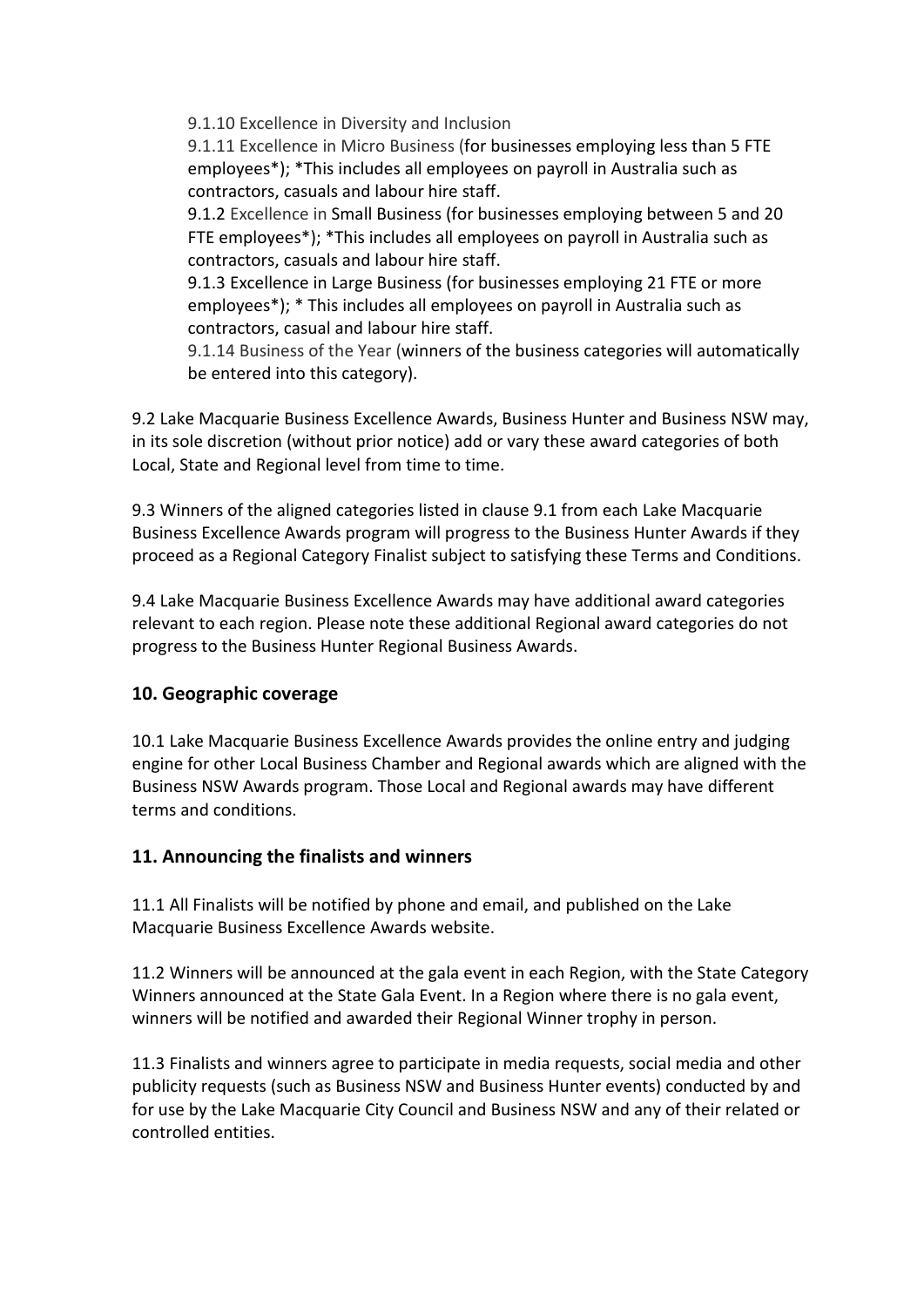9.1.10 Excellence in Diversity and Inclusion

9.1.11 Excellence in Micro Business (for businesses employing less than 5 FTE employees*); *This includes all employees on payroll in Australia such as contractors, casuals and labour hire staff.

9.1.2 Excellence in Small Business (for businesses employing between 5 and 20 FTE employees*); *This includes all employees on payroll in Australia such as contractors, casuals and labour hire staff.

9.1.3 Excellence in Large Business (for businesses employing 21 FTE or more employees*); * This includes all employees on payroll in Australia such as contractors, casual and labour hire staff.

9.1.14 Business of the Year (winners of the business categories will automatically be entered into this category).

9.2 Lake Macquarie Business Excellence Awards, Business Hunter and Business NSW may, in its sole discretion (without prior notice) add or vary these award categories of both Local, State and Regional level from time to time.

9.3 Winners of the aligned categories listed in clause 9.1 from each Lake Macquarie Business Excellence Awards program will progress to the Business Hunter Awards if they proceed as a Regional Category Finalist subject to satisfying these Terms and Conditions.

9.4 Lake Macquarie Business Excellence Awards may have additional award categories relevant to each region. Please note these additional Regional award categories do not progress to the Business Hunter Regional Business Awards.

## 10. Geographic coverage

10.1 Lake Macquarie Business Excellence Awards provides the online entry and judging engine for other Local Business Chamber and Regional awards which are aligned with the Business NSW Awards program. Those Local and Regional awards may have different terms and conditions.

## 11. Announcing the finalists and winners

11.1 All Finalists will be notified by phone and email, and published on the Lake Macquarie Business Excellence Awards website.

11.2 Winners will be announced at the gala event in each Region, with the State Category Winners announced at the State Gala Event. In a Region where there is no gala event, winners will be notified and awarded their Regional Winner trophy in person.

11.3 Finalists and winners agree to participate in media requests, social media and other publicity requests (such as Business NSW and Business Hunter events) conducted by and for use by the Lake Macquarie City Council and Business NSW and any of their related or controlled entities.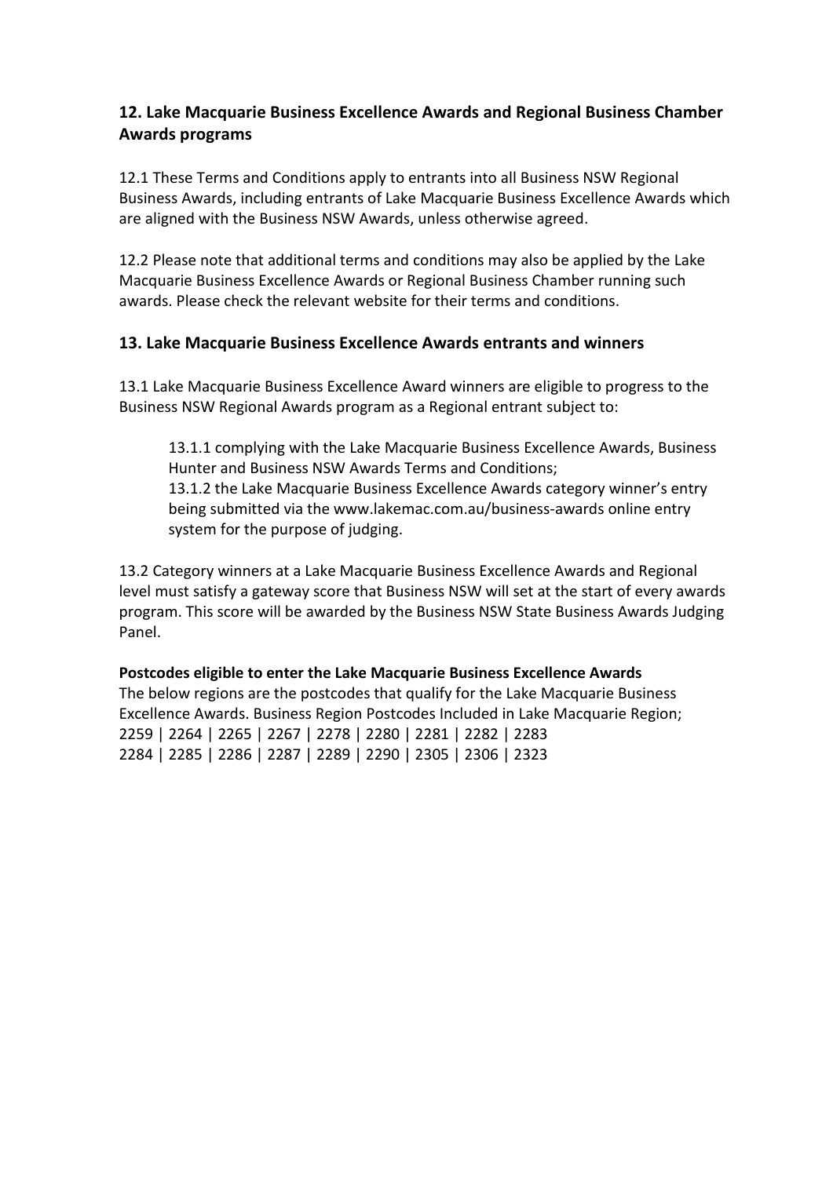## 12. Lake Macquarie Business Excellence Awards and Regional Business Chamber Awards programs

12.1 These Terms and Conditions apply to entrants into all Business NSW Regional Business Awards, including entrants of Lake Macquarie Business Excellence Awards which are aligned with the Business NSW Awards, unless otherwise agreed.

12.2 Please note that additional terms and conditions may also be applied by the Lake Macquarie Business Excellence Awards or Regional Business Chamber running such awards. Please check the relevant website for their terms and conditions.

## 13. Lake Macquarie Business Excellence Awards entrants and winners

13.1 Lake Macquarie Business Excellence Award winners are eligible to progress to the Business NSW Regional Awards program as a Regional entrant subject to:

> 13.1.1 complying with the Lake Macquarie Business Excellence Awards, Business Hunter and Business NSW Awards Terms and Conditions;
> 13.1.2 the Lake Macquarie Business Excellence Awards category winner's entry being submitted via the www.lakemac.com.au/business-awards online entry system for the purpose of judging.

13.2 Category winners at a Lake Macquarie Business Excellence Awards and Regional level must satisfy a gateway score that Business NSW will set at the start of every awards program. This score will be awarded by the Business NSW State Business Awards Judging Panel.

**Postcodes eligible to enter the Lake Macquarie Business Excellence Awards**

The below regions are the postcodes that qualify for the Lake Macquarie Business Excellence Awards. Business Region Postcodes Included in Lake Macquarie Region;
2259 | 2264 | 2265 | 2267 | 2278 | 2280 | 2281 | 2282 | 2283
2284 | 2285 | 2286 | 2287 | 2289 | 2290 | 2305 | 2306 | 2323